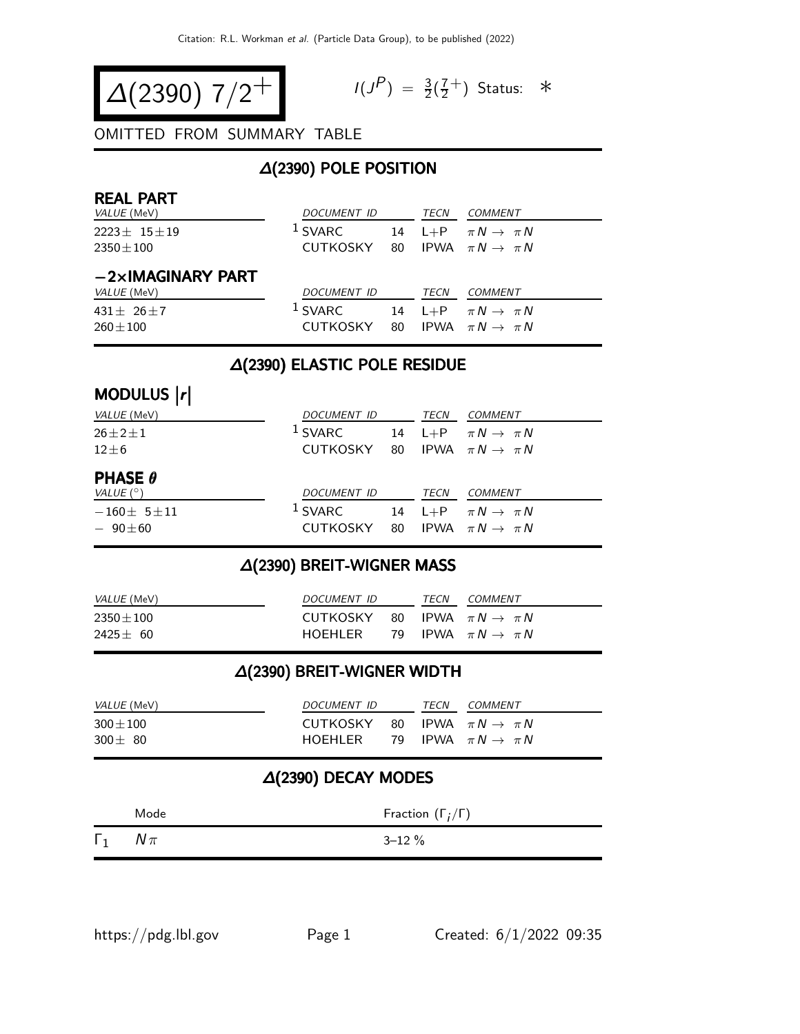# $\Delta(2390)$ $7/2^+$

$I(J^P) = \frac{3}{2}(\frac{7}{2}^+)$ Status: $*$

OMITTED FROM SUMMARY TABLE

## $\Delta$(2390) POLE POSITION

### REAL PART

| VALUE (MeV) | DOCUMENT ID | | TECN | COMMENT |
|---|---|---|---|---|
| $2223 \pm 15 \pm 19$ | [1] SVARC | 14 | L+P | $\pi N \to \pi N$ |
| $2350 \pm 100$ | CUTKOSKY | 80 | IPWA | $\pi N \to \pi N$ |

### −2×IMAGINARY PART

| VALUE (MeV) | DOCUMENT ID | | TECN | COMMENT |
|---|---|---|---|---|
| $431 \pm 26 \pm 7$ | [1] SVARC | 14 | L+P | $\pi N \to \pi N$ |
| $260 \pm 100$ | CUTKOSKY | 80 | IPWA | $\pi N \to \pi N$ |

## $\Delta$(2390) ELASTIC POLE RESIDUE

### MODULUS $|r|$

| VALUE (MeV) | DOCUMENT ID | | TECN | COMMENT |
|---|---|---|---|---|
| $26 \pm 2 \pm 1$ | [1] SVARC | 14 | L+P | $\pi N \to \pi N$ |
| $12 \pm 6$ | CUTKOSKY | 80 | IPWA | $\pi N \to \pi N$ |

### PHASE $\theta$

| VALUE (°) | DOCUMENT ID | | TECN | COMMENT |
|---|---|---|---|---|
| $-160 \pm 5 \pm 11$ | [1] SVARC | 14 | L+P | $\pi N \to \pi N$ |
| $-90 \pm 60$ | CUTKOSKY | 80 | IPWA | $\pi N \to \pi N$ |

## $\Delta$(2390) BREIT-WIGNER MASS

| VALUE (MeV) | DOCUMENT ID | | TECN | COMMENT |
|---|---|---|---|---|
| $2350 \pm 100$ | CUTKOSKY | 80 | IPWA | $\pi N \to \pi N$ |
| $2425 \pm 60$ | HOEHLER | 79 | IPWA | $\pi N \to \pi N$ |

## $\Delta$(2390) BREIT-WIGNER WIDTH

| VALUE (MeV) | DOCUMENT ID | | TECN | COMMENT |
|---|---|---|---|---|
| $300 \pm 100$ | CUTKOSKY | 80 | IPWA | $\pi N \to \pi N$ |
| $300 \pm 80$ | HOEHLER | 79 | IPWA | $\pi N \to \pi N$ |

## $\Delta$(2390) DECAY MODES

| | Mode | Fraction ($\Gamma_i/\Gamma$) |
|---|---|---|
| $\Gamma_1$ | $N\pi$ | 3–12 % |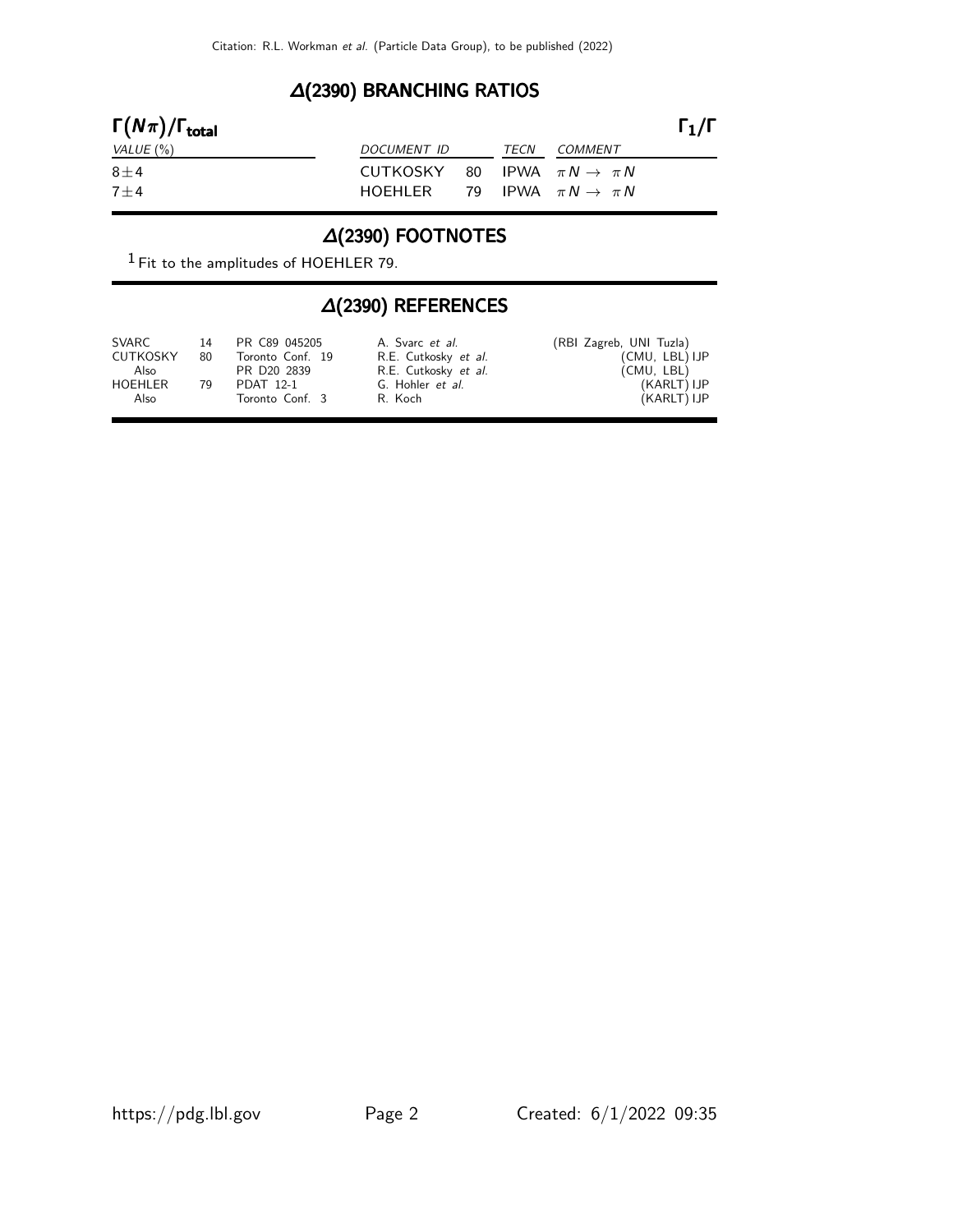## Δ(2390) BRANCHING RATIOS

### $\Gamma(N\pi)/\Gamma_{\text{total}}$ $\Gamma_1/\Gamma$

| *VALUE* (%) | *DOCUMENT ID* | | *TECN* | *COMMENT* |
|---|---|---|---|---|
| $8\pm4$ | CUTKOSKY | 80 | IPWA | $\pi N \to \pi N$ |
| $7\pm4$ | HOEHLER | 79 | IPWA | $\pi N \to \pi N$ |

## Δ(2390) FOOTNOTES

[1] Fit to the amplitudes of HOEHLER 79.

## Δ(2390) REFERENCES

| | | | | |
|---|---|---|---|---|
| SVARC | 14 | PR C89 045205 | A. Svarc *et al.* | (RBI Zagreb, UNI Tuzla) |
| CUTKOSKY | 80 | Toronto Conf. 19 | R.E. Cutkosky *et al.* | (CMU, LBL) IJP |
| Also | | PR D20 2839 | R.E. Cutkosky *et al.* | (CMU, LBL) |
| HOEHLER | 79 | PDAT 12-1 | G. Hohler *et al.* | (KARLT) IJP |
| Also | | Toronto Conf. 3 | R. Koch | (KARLT) IJP |